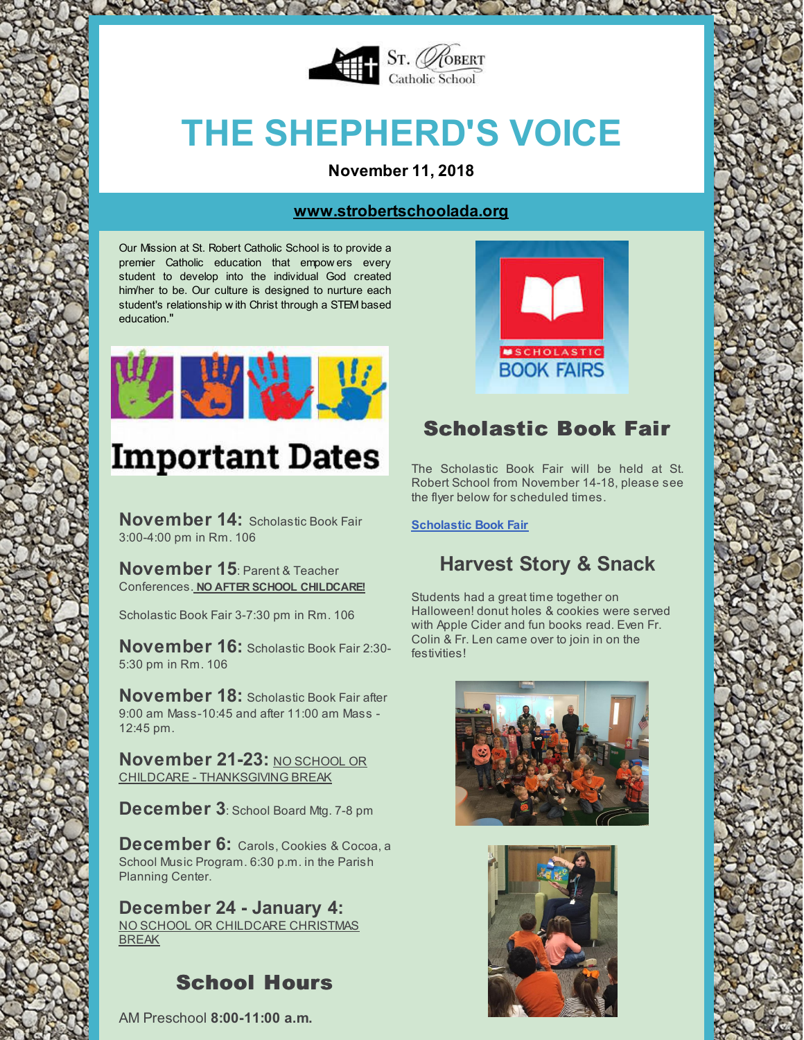St. Robert Catholic School

# THE SHEPHERD'S VOICE

**November 11, 2018**

**www.strobertschoolada.org**

Our Mission at St. Robert Catholic School is to provide a premier Catholic education that empowers every student to develop into the individual God created him/her to be. Our culture is designed to nurture each student's relationship with Christ through a STEM based education."

## Important Dates

**November 14:** Scholastic Book Fair 3:00-4:00 pm in Rm. 106

**November 15**: Parent & Teacher Conferences. **NO AFTER SCHOOL CHILDCARE!**

Scholastic Book Fair 3-7:30 pm in Rm. 106

**November 16:** Scholastic Book Fair 2:30-5:30 pm in Rm. 106

**November 18:** Scholastic Book Fair after 9:00 am Mass-10:45 and after 11:00 am Mass - 12:45 pm.

**November 21-23:** NO SCHOOL OR CHILDCARE - THANKSGIVING BREAK

**December 3**: School Board Mtg. 7-8 pm

**December 6:** Carols, Cookies & Cocoa, a School Music Program. 6:30 p.m. in the Parish Planning Center.

**December 24 - January 4:** NO SCHOOL OR CHILDCARE CHRISTMAS BREAK

## School Hours

AM Preschool **8:00-11:00 a.m.**

## Scholastic Book Fair

The Scholastic Book Fair will be held at St. Robert School from November 14-18, please see the flyer below for scheduled times.

[Scholastic Book Fair](#)

## Harvest Story & Snack

Students had a great time together on Halloween! donut holes & cookies were served with Apple Cider and fun books read. Even Fr. Colin & Fr. Len came over to join in on the festivities!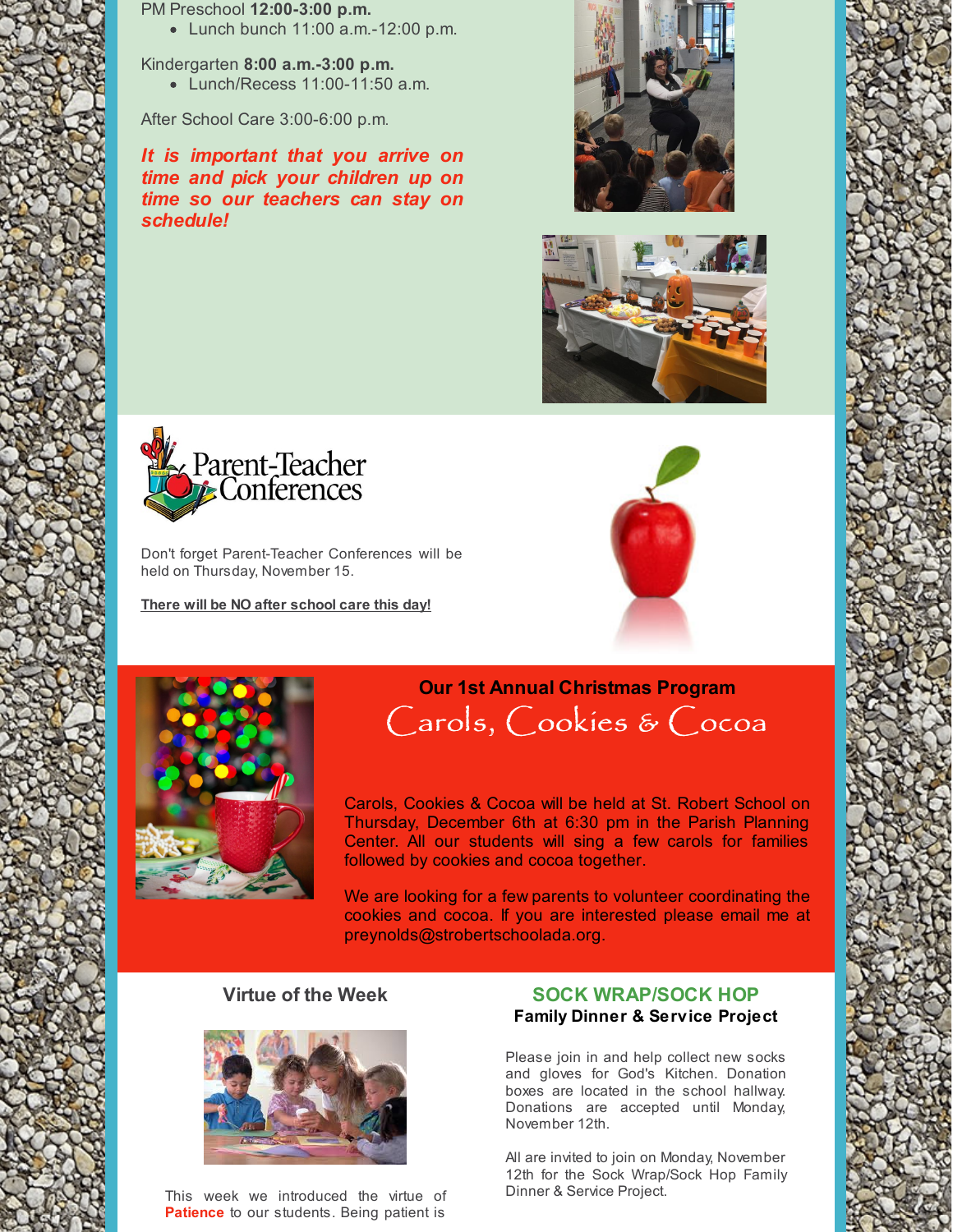PM Preschool **12:00-3:00 p.m.**

- Lunch bunch 11:00 a.m.-12:00 p.m.

Kindergarten **8:00 a.m.-3:00 p.m.**

- Lunch/Recess 11:00-11:50 a.m.

After School Care 3:00-6:00 p.m.

***It is important that you arrive on time and pick your children up on time so our teachers can stay on schedule!***

Parent-Teacher Conferences

Don't forget Parent-Teacher Conferences will be held on Thursday, November 15.

**There will be NO after school care this day!**

## Our 1st Annual Christmas Program

### Carols, Cookies & Cocoa

Carols, Cookies & Cocoa will be held at St. Robert School on Thursday, December 6th at 6:30 pm in the Parish Planning Center. All our students will sing a few carols for families followed by cookies and cocoa together.

We are looking for a few parents to volunteer coordinating the cookies and cocoa. If you are interested please email me at preynolds@strobertschoolada.org.

### Virtue of the Week

This week we introduced the virtue of **Patience** to our students. Being patient is

### SOCK WRAP/SOCK HOP

**Family Dinner & Service Project**

Please join in and help collect new socks and gloves for God's Kitchen. Donation boxes are located in the school hallway. Donations are accepted until Monday, November 12th.

All are invited to join on Monday, November 12th for the Sock Wrap/Sock Hop Family Dinner & Service Project.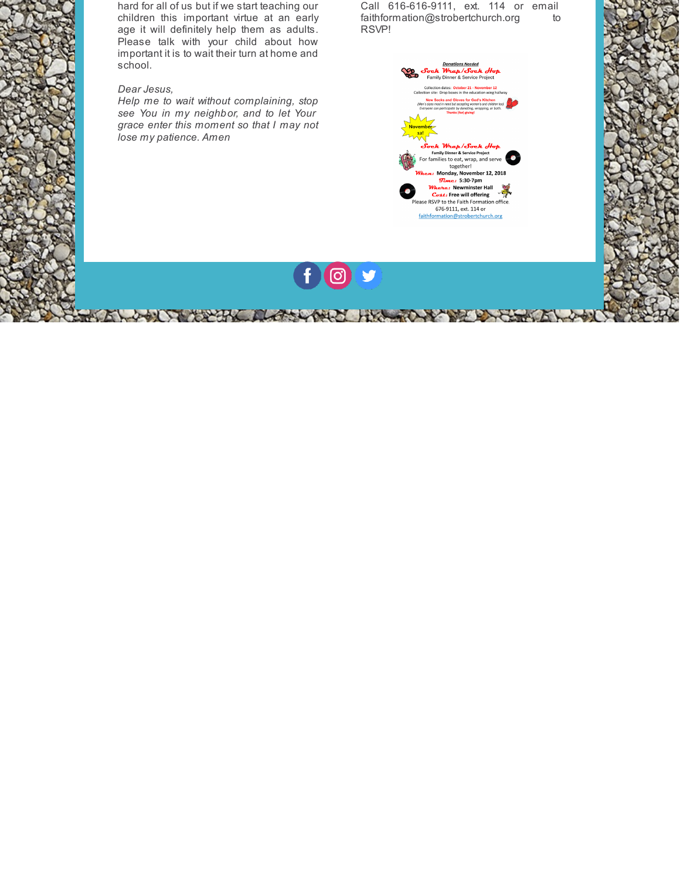hard for all of us but if we start teaching our children this important virtue at an early age it will definitely help them as adults. Please talk with your child about how important it is to wait their turn at home and school.

*Dear Jesus,*
*Help me to wait without complaining, stop see You in my neighbor, and to let Your grace enter this moment so that I may not lose my patience. Amen*

Call 616-616-9111, ext. 114 or email faithformation@strobertchurch.org to RSVP!

**Donations Needed**

**Sock Wrap/Sock Hop**

Family Dinner & Service Project

Collection dates: October 21 - November 12

Collection site: Drop boxes in the education wing hallway

New Socks and Gloves for God's Kitchen

(Men's sizes most in need but accepting women's and children too)

Everyone can participate by donating, wrapping, or both.

Thanks for giving!

November 12!

**Sock Wrap/Sock Hop**

Family Dinner & Service Project

For families to eat, wrap, and serve together!

**When:** Monday, November 12, 2018

**Time:** 5:30-7pm

**Where:** Newminster Hall

**Cost:** Free will offering

Please RSVP to the Faith Formation office.
676-9111, ext. 114 or
faithformation@strobertchurch.org